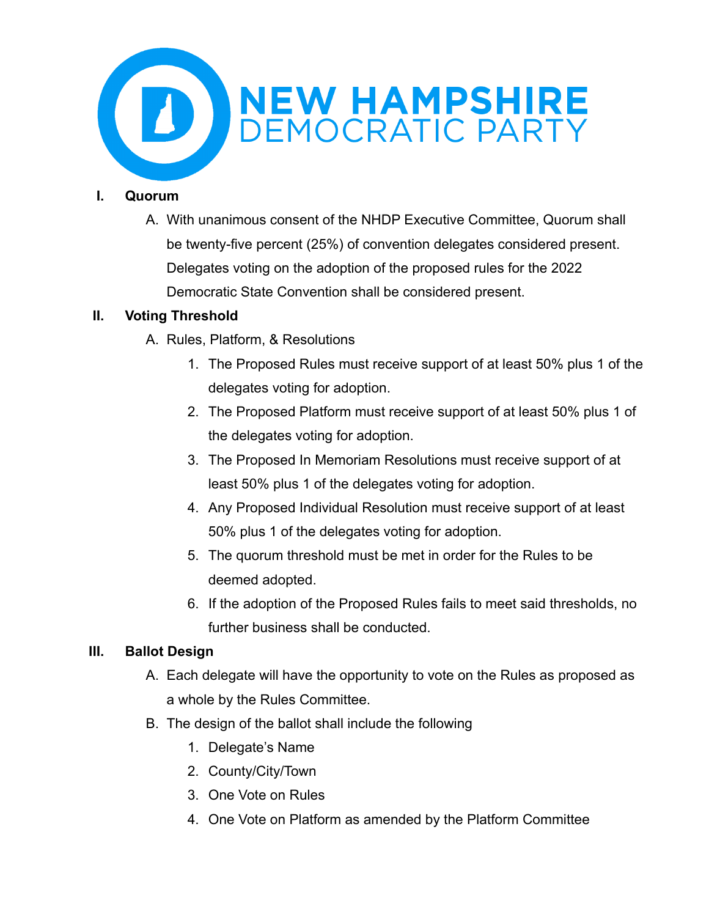NEW HAMPSHIRE DEMOCRATIC PARTY

**I. Quorum**

A. With unanimous consent of the NHDP Executive Committee, Quorum shall be twenty-five percent (25%) of convention delegates considered present. Delegates voting on the adoption of the proposed rules for the 2022 Democratic State Convention shall be considered present.

**II. Voting Threshold**

A. Rules, Platform, & Resolutions

1. The Proposed Rules must receive support of at least 50% plus 1 of the delegates voting for adoption.
2. The Proposed Platform must receive support of at least 50% plus 1 of the delegates voting for adoption.
3. The Proposed In Memoriam Resolutions must receive support of at least 50% plus 1 of the delegates voting for adoption.
4. Any Proposed Individual Resolution must receive support of at least 50% plus 1 of the delegates voting for adoption.
5. The quorum threshold must be met in order for the Rules to be deemed adopted.
6. If the adoption of the Proposed Rules fails to meet said thresholds, no further business shall be conducted.

**III. Ballot Design**

A. Each delegate will have the opportunity to vote on the Rules as proposed as a whole by the Rules Committee.

B. The design of the ballot shall include the following

1. Delegate's Name
2. County/City/Town
3. One Vote on Rules
4. One Vote on Platform as amended by the Platform Committee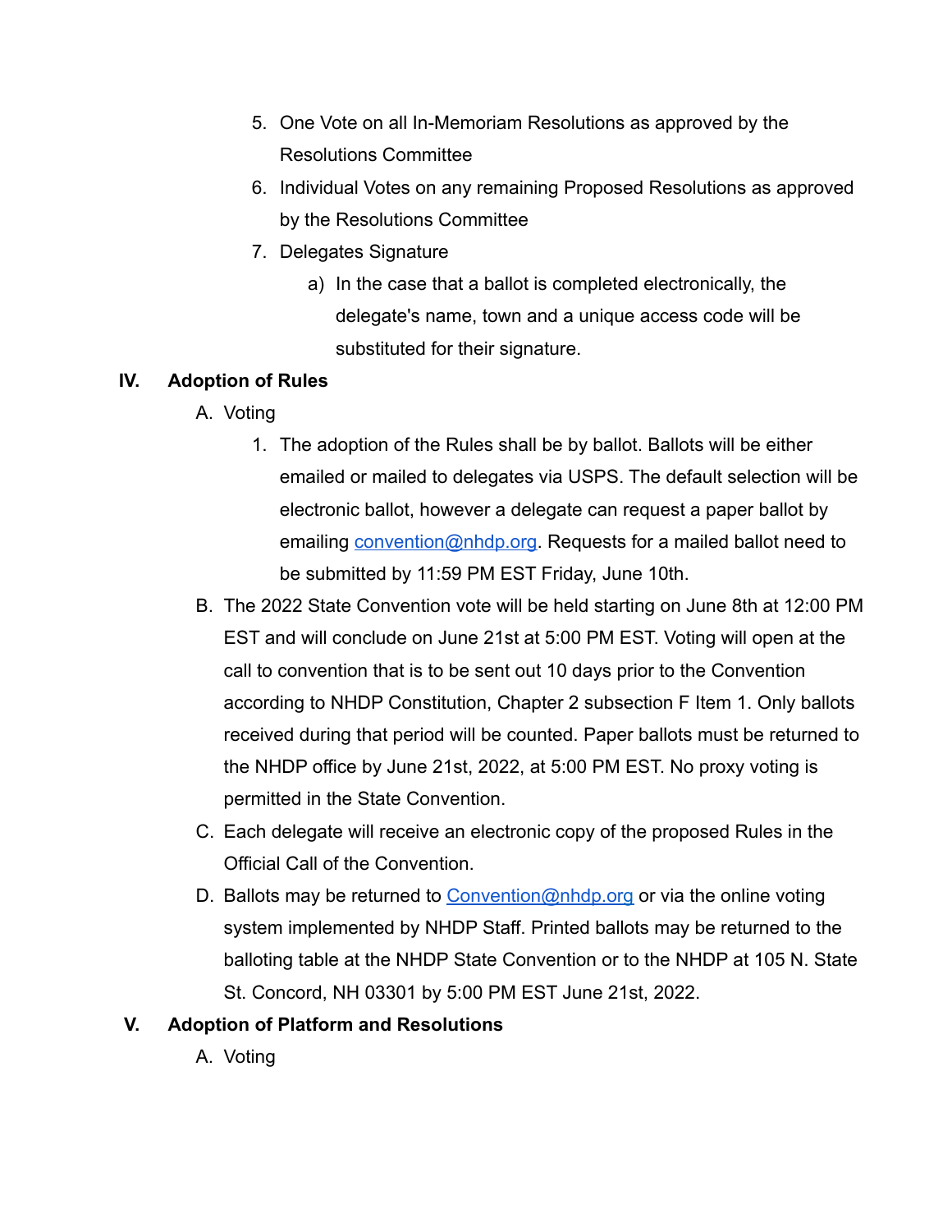5. One Vote on all In-Memoriam Resolutions as approved by the Resolutions Committee
6. Individual Votes on any remaining Proposed Resolutions as approved by the Resolutions Committee
7. Delegates Signature
    a) In the case that a ballot is completed electronically, the delegate's name, town and a unique access code will be substituted for their signature.

## IV. Adoption of Rules

A. Voting
   1. The adoption of the Rules shall be by ballot. Ballots will be either emailed or mailed to delegates via USPS. The default selection will be electronic ballot, however a delegate can request a paper ballot by emailing convention@nhdp.org. Requests for a mailed ballot need to be submitted by 11:59 PM EST Friday, June 10th.

B. The 2022 State Convention vote will be held starting on June 8th at 12:00 PM EST and will conclude on June 21st at 5:00 PM EST. Voting will open at the call to convention that is to be sent out 10 days prior to the Convention according to NHDP Constitution, Chapter 2 subsection F Item 1. Only ballots received during that period will be counted. Paper ballots must be returned to the NHDP office by June 21st, 2022, at 5:00 PM EST. No proxy voting is permitted in the State Convention.

C. Each delegate will receive an electronic copy of the proposed Rules in the Official Call of the Convention.

D. Ballots may be returned to Convention@nhdp.org or via the online voting system implemented by NHDP Staff. Printed ballots may be returned to the balloting table at the NHDP State Convention or to the NHDP at 105 N. State St. Concord, NH 03301 by 5:00 PM EST June 21st, 2022.

## V. Adoption of Platform and Resolutions

A. Voting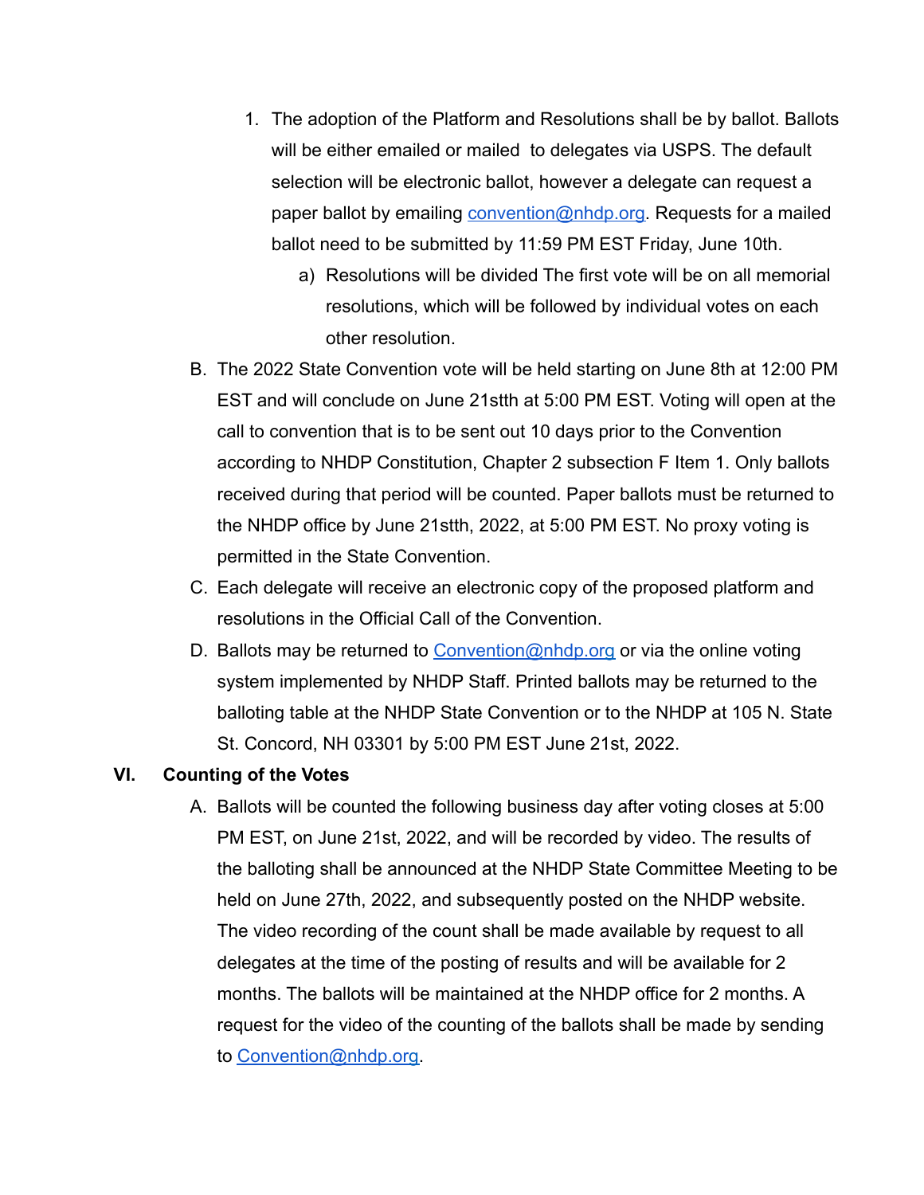1. The adoption of the Platform and Resolutions shall be by ballot. Ballots will be either emailed or mailed to delegates via USPS. The default selection will be electronic ballot, however a delegate can request a paper ballot by emailing convention@nhdp.org. Requests for a mailed ballot need to be submitted by 11:59 PM EST Friday, June 10th.
   a) Resolutions will be divided The first vote will be on all memorial resolutions, which will be followed by individual votes on each other resolution.

B. The 2022 State Convention vote will be held starting on June 8th at 12:00 PM EST and will conclude on June 21stth at 5:00 PM EST. Voting will open at the call to convention that is to be sent out 10 days prior to the Convention according to NHDP Constitution, Chapter 2 subsection F Item 1. Only ballots received during that period will be counted. Paper ballots must be returned to the NHDP office by June 21stth, 2022, at 5:00 PM EST. No proxy voting is permitted in the State Convention.

C. Each delegate will receive an electronic copy of the proposed platform and resolutions in the Official Call of the Convention.

D. Ballots may be returned to Convention@nhdp.org or via the online voting system implemented by NHDP Staff. Printed ballots may be returned to the balloting table at the NHDP State Convention or to the NHDP at 105 N. State St. Concord, NH 03301 by 5:00 PM EST June 21st, 2022.

## VI. Counting of the Votes

A. Ballots will be counted the following business day after voting closes at 5:00 PM EST, on June 21st, 2022, and will be recorded by video. The results of the balloting shall be announced at the NHDP State Committee Meeting to be held on June 27th, 2022, and subsequently posted on the NHDP website. The video recording of the count shall be made available by request to all delegates at the time of the posting of results and will be available for 2 months. The ballots will be maintained at the NHDP office for 2 months. A request for the video of the counting of the ballots shall be made by sending to Convention@nhdp.org.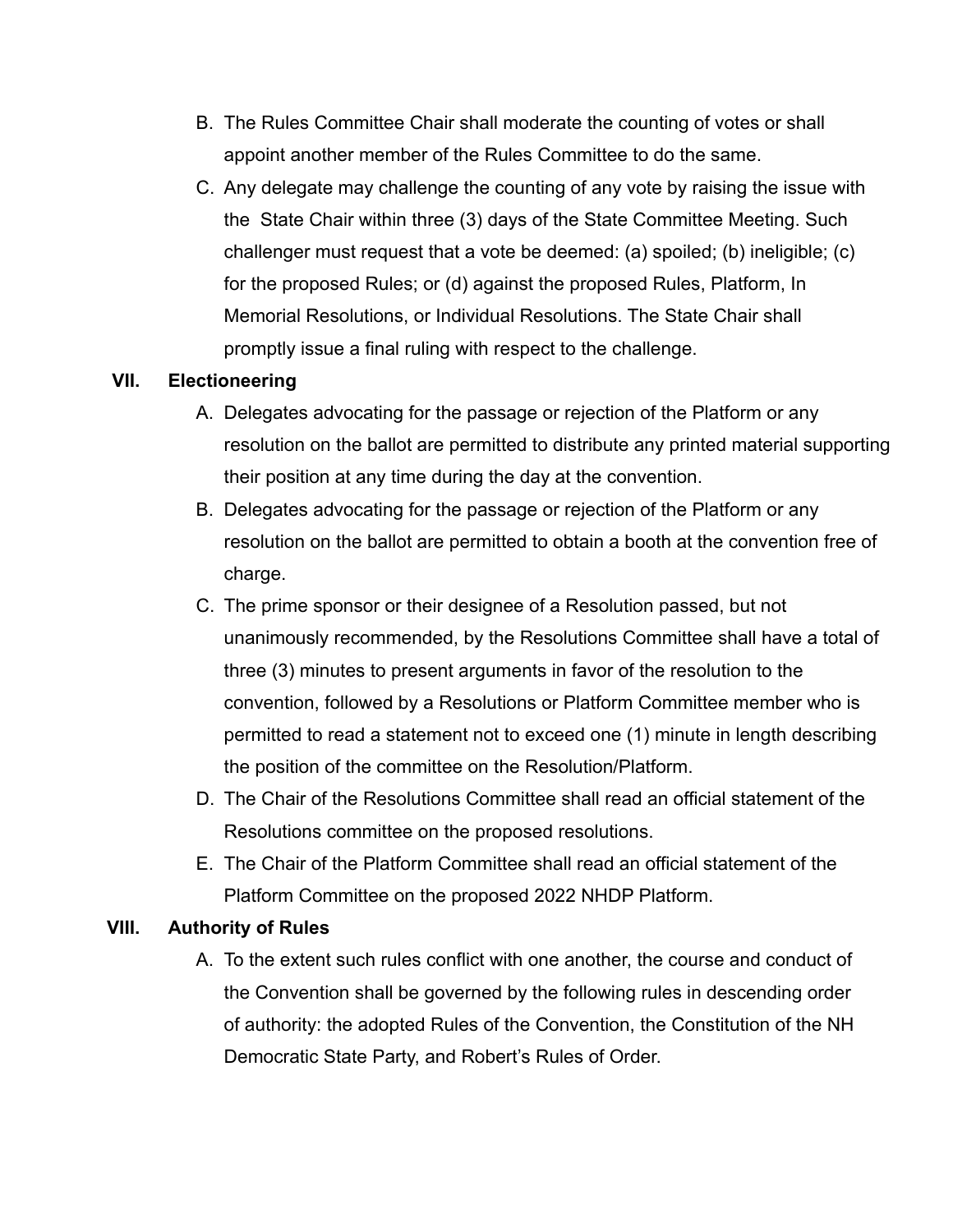B. The Rules Committee Chair shall moderate the counting of votes or shall appoint another member of the Rules Committee to do the same.

C. Any delegate may challenge the counting of any vote by raising the issue with the State Chair within three (3) days of the State Committee Meeting. Such challenger must request that a vote be deemed: (a) spoiled; (b) ineligible; (c) for the proposed Rules; or (d) against the proposed Rules, Platform, In Memorial Resolutions, or Individual Resolutions. The State Chair shall promptly issue a final ruling with respect to the challenge.

## VII. Electioneering

A. Delegates advocating for the passage or rejection of the Platform or any resolution on the ballot are permitted to distribute any printed material supporting their position at any time during the day at the convention.

B. Delegates advocating for the passage or rejection of the Platform or any resolution on the ballot are permitted to obtain a booth at the convention free of charge.

C. The prime sponsor or their designee of a Resolution passed, but not unanimously recommended, by the Resolutions Committee shall have a total of three (3) minutes to present arguments in favor of the resolution to the convention, followed by a Resolutions or Platform Committee member who is permitted to read a statement not to exceed one (1) minute in length describing the position of the committee on the Resolution/Platform.

D. The Chair of the Resolutions Committee shall read an official statement of the Resolutions committee on the proposed resolutions.

E. The Chair of the Platform Committee shall read an official statement of the Platform Committee on the proposed 2022 NHDP Platform.

## VIII. Authority of Rules

A. To the extent such rules conflict with one another, the course and conduct of the Convention shall be governed by the following rules in descending order of authority: the adopted Rules of the Convention, the Constitution of the NH Democratic State Party, and Robert's Rules of Order.